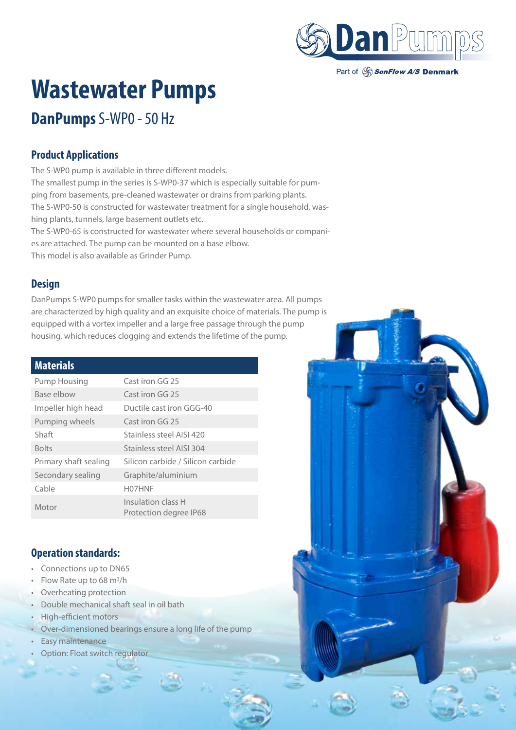# Wastewater Pumps

## DanPumps S-WP0 - 50 Hz

### Product Applications

The S-WP0 pump is available in three different models.
The smallest pump in the series is S-WP0-37 which is especially suitable for pumping from basements, pre-cleaned wastewater or drains from parking plants.
The S-WP0-50 is constructed for wastewater treatment for a single household, washing plants, tunnels, large basement outlets etc.
The S-WP0-65 is constructed for wastewater where several households or companies are attached. The pump can be mounted on a base elbow.
This model is also available as Grinder Pump.

### Design

DanPumps S-WP0 pumps for smaller tasks within the wastewater area. All pumps are characterized by high quality and an exquisite choice of materials. The pump is equipped with a vortex impeller and a large free passage through the pump housing, which reduces clogging and extends the lifetime of the pump.

| Materials | |
|---|---|
| Pump Housing | Cast iron GG 25 |
| Base elbow | Cast iron GG 25 |
| Impeller high head | Ductile cast iron GGG-40 |
| Pumping wheels | Cast iron GG 25 |
| Shaft | Stainless steel AISI 420 |
| Bolts | Stainless steel AISI 304 |
| Primary shaft sealing | Silicon carbide / Silicon carbide |
| Secondary sealing | Graphite/aluminium |
| Cable | H07HNF |
| Motor | Insulation class H<br>Protection degree IP68 |

### Operation standards:

- Connections up to DN65
- Flow Rate up to 68 m$^3$/h
- Overheating protection
- Double mechanical shaft seal in oil bath
- High-efficient motors
- Over-dimensioned bearings ensure a long life of the pump
- Easy maintenance
- Option: Float switch regulator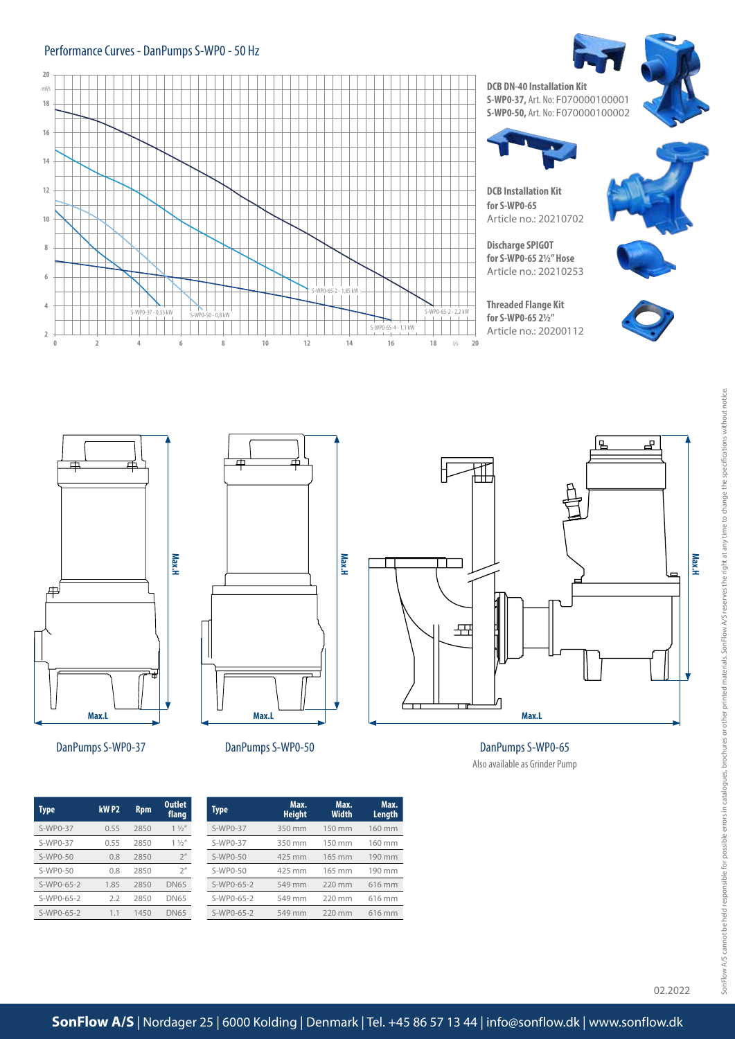## Performance Curves - DanPumps S-WP0 - 50 Hz

mVs

20
18
16
14
12
10
8
6
4
2

0 2 4 6 8 10 12 14 16 18 l/s 20

S-WP0-37 - 0,55 kW
S-WP0-50 - 0,8 kW
S-WP0-65-2 - 1,85 kW
S-WP0-65-2 - 2,2 kW
S-WP0-65-4 - 1,1 kW

**DCB DN-40 Installation Kit**
**S-WP0-37,** Art. No: F070000100001
**S-WP0-50,** Art. No: F070000100002

**DCB Installation Kit for S-WP0-65**
Article no.: 20210702

**Discharge SPIGOT for S-WP0-65 2½" Hose**
Article no.: 20210253

**Threaded Flange Kit for S-WP0-65 2½"**
Article no.: 20200112

Max.H
Max.L

DanPumps S-WP0-37

DanPumps S-WP0-50

DanPumps S-WP0-65
Also available as Grinder Pump

| Type | kW P2 | Rpm | Outlet flang |
|---|---|---|---|
| S-WP0-37 | 0.55 | 2850 | 1 ½" |
| S-WP0-37 | 0.55 | 2850 | 1 ½" |
| S-WP0-50 | 0.8 | 2850 | 2" |
| S-WP0-50 | 0.8 | 2850 | 2" |
| S-WP0-65-2 | 1.85 | 2850 | DN65 |
| S-WP0-65-2 | 2.2 | 2850 | DN65 |
| S-WP0-65-2 | 1.1 | 1450 | DN65 |

| Type | Max. Height | Max. Width | Max. Length |
|---|---|---|---|
| S-WP0-37 | 350 mm | 150 mm | 160 mm |
| S-WP0-37 | 350 mm | 150 mm | 160 mm |
| S-WP0-50 | 425 mm | 165 mm | 190 mm |
| S-WP0-50 | 425 mm | 165 mm | 190 mm |
| S-WP0-65-2 | 549 mm | 220 mm | 616 mm |
| S-WP0-65-2 | 549 mm | 220 mm | 616 mm |
| S-WP0-65-2 | 549 mm | 220 mm | 616 mm |

SonFlow A/S cannot be held responsible for possible errors in catalogues, brochures or other printed materials. SonFlow A/S reserves the right at any time to change the specifications without notice.

02.2022

**SonFlow A/S** | Nordager 25 | 6000 Kolding | Denmark | Tel. +45 86 57 13 44 | info@sonflow.dk | www.sonflow.dk